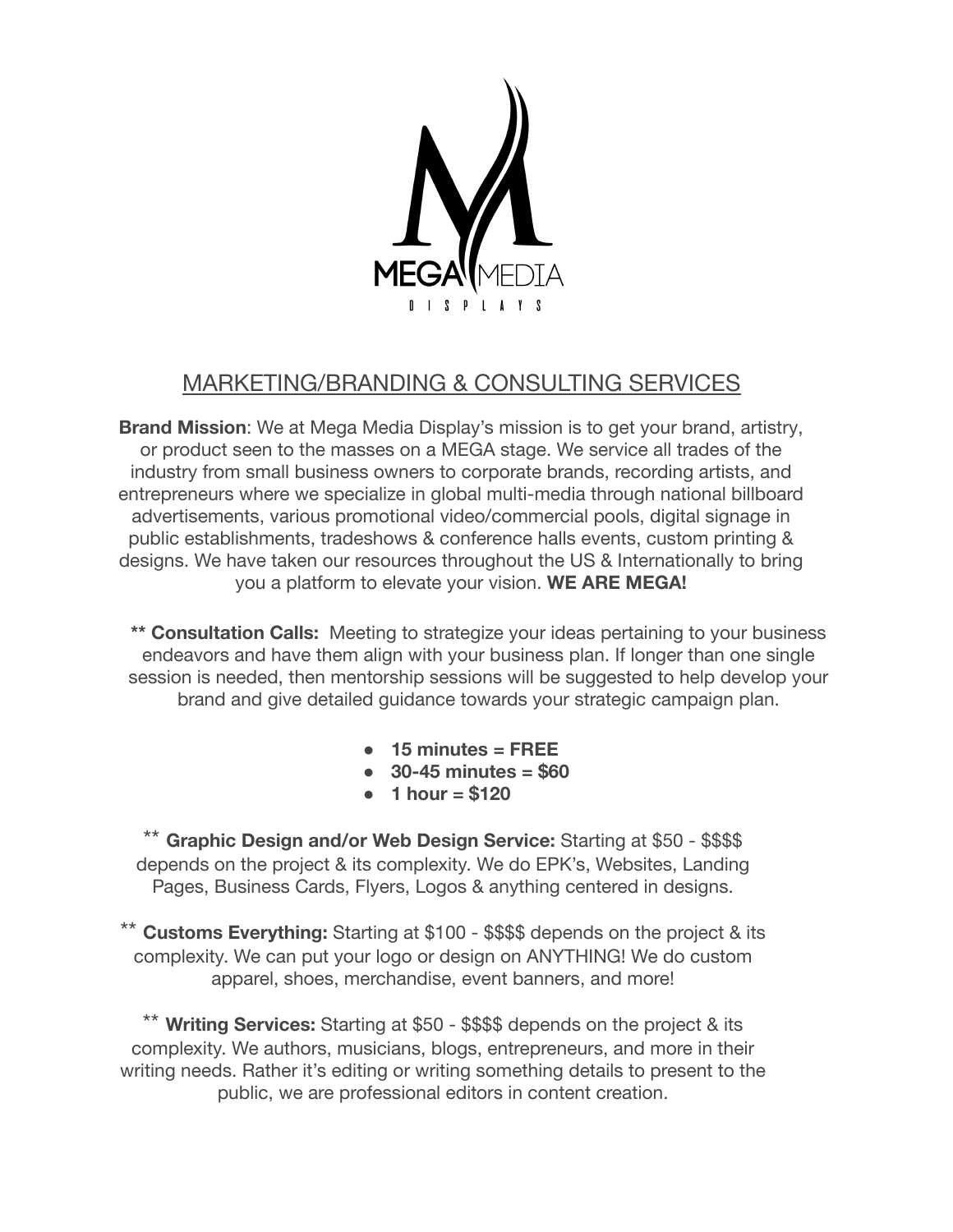MEGA MEDIA

DISPLAYS

## MARKETING/BRANDING & CONSULTING SERVICES

**Brand Mission**: We at Mega Media Display's mission is to get your brand, artistry, or product seen to the masses on a MEGA stage. We service all trades of the industry from small business owners to corporate brands, recording artists, and entrepreneurs where we specialize in global multi-media through national billboard advertisements, various promotional video/commercial pools, digital signage in public establishments, tradeshows & conference halls events, custom printing & designs. We have taken our resources throughout the US & Internationally to bring you a platform to elevate your vision. **WE ARE MEGA!**

** **Consultation Calls:** Meeting to strategize your ideas pertaining to your business endeavors and have them align with your business plan. If longer than one single session is needed, then mentorship sessions will be suggested to help develop your brand and give detailed guidance towards your strategic campaign plan.

- **15 minutes = FREE**
- **30-45 minutes = $60**
- **1 hour = $120**

** **Graphic Design and/or Web Design Service:** Starting at $50 - $$$$ depends on the project & its complexity. We do EPK's, Websites, Landing Pages, Business Cards, Flyers, Logos & anything centered in designs.

** **Customs Everything:** Starting at $100 - $$$$ depends on the project & its complexity. We can put your logo or design on ANYTHING! We do custom apparel, shoes, merchandise, event banners, and more!

** **Writing Services:** Starting at $50 - $$$$ depends on the project & its complexity. We authors, musicians, blogs, entrepreneurs, and more in their writing needs. Rather it's editing or writing something details to present to the public, we are professional editors in content creation.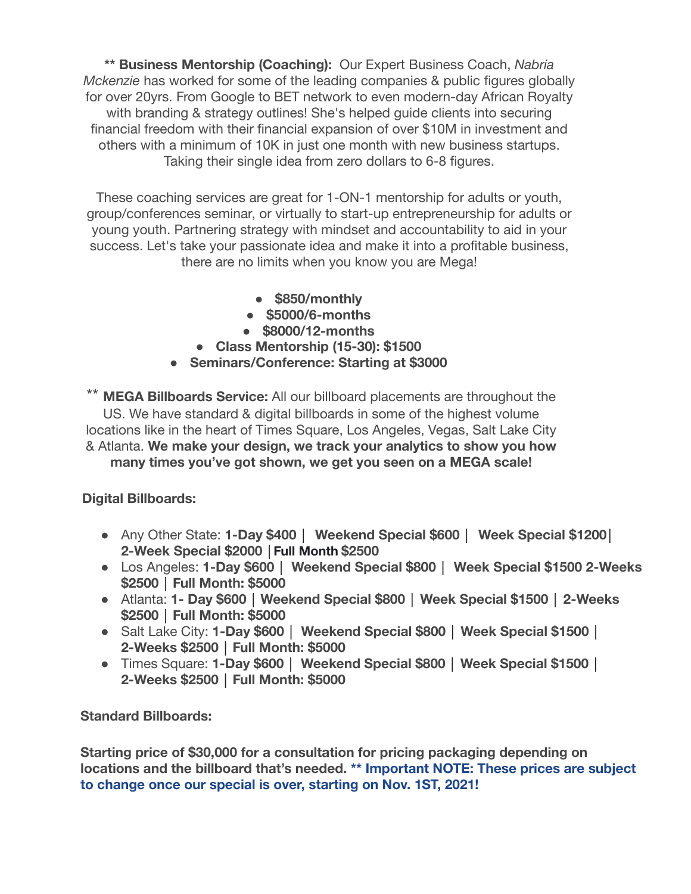** **Business Mentorship (Coaching):** Our Expert Business Coach, *Nabria Mckenzie* has worked for some of the leading companies & public figures globally for over 20yrs. From Google to BET network to even modern-day African Royalty with branding & strategy outlines! She's helped guide clients into securing financial freedom with their financial expansion of over $10M in investment and others with a minimum of 10K in just one month with new business startups. Taking their single idea from zero dollars to 6-8 figures.

These coaching services are great for 1-ON-1 mentorship for adults or youth, group/conferences seminar, or virtually to start-up entrepreneurship for adults or young youth. Partnering strategy with mindset and accountability to aid in your success. Let's take your passionate idea and make it into a profitable business, there are no limits when you know you are Mega!

- **$850/monthly**
- **$5000/6-months**
- **$8000/12-months**
- **Class Mentorship (15-30): $1500**
- **Seminars/Conference: Starting at $3000**

** **MEGA Billboards Service:** All our billboard placements are throughout the US. We have standard & digital billboards in some of the highest volume locations like in the heart of Times Square, Los Angeles, Vegas, Salt Lake City & Atlanta. **We make your design, we track your analytics to show you how many times you've got shown, we get you seen on a MEGA scale!**

**Digital Billboards:**

- Any Other State: **1-Day $400** | **Weekend Special $600** | **Week Special $1200**| **2-Week Special $2000** |**Full Month** $2500
- Los Angeles: **1-Day $600** | **Weekend Special $800** | **Week Special $1500 2-Weeks $2500** | **Full Month: $5000**
- Atlanta: **1- Day $600** | **Weekend Special $800** | **Week Special $1500** | **2-Weeks $2500** | **Full Month: $5000**
- Salt Lake City: **1-Day $600** | **Weekend Special $800** | **Week Special $1500** | **2-Weeks $2500** | **Full Month: $5000**
- Times Square: **1-Day $600** | **Weekend Special $800** | **Week Special $1500** | **2-Weeks $2500** | **Full Month: $5000**

**Standard Billboards:**

**Starting price of $30,000 for a consultation for pricing packaging depending on locations and the billboard that's needed. ** Important NOTE: These prices are subject to change once our special is over, starting on Nov. 1ST, 2021!**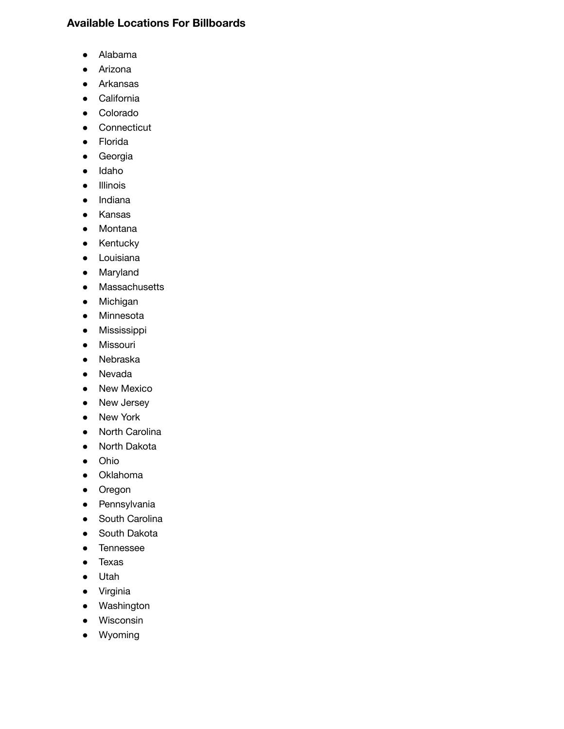### Available Locations For Billboards

- Alabama
- Arizona
- Arkansas
- California
- Colorado
- Connecticut
- Florida
- Georgia
- Idaho
- Illinois
- Indiana
- Kansas
- Montana
- Kentucky
- Louisiana
- Maryland
- Massachusetts
- Michigan
- Minnesota
- Mississippi
- Missouri
- Nebraska
- Nevada
- New Mexico
- New Jersey
- New York
- North Carolina
- North Dakota
- Ohio
- Oklahoma
- Oregon
- Pennsylvania
- South Carolina
- South Dakota
- Tennessee
- Texas
- Utah
- Virginia
- Washington
- Wisconsin
- Wyoming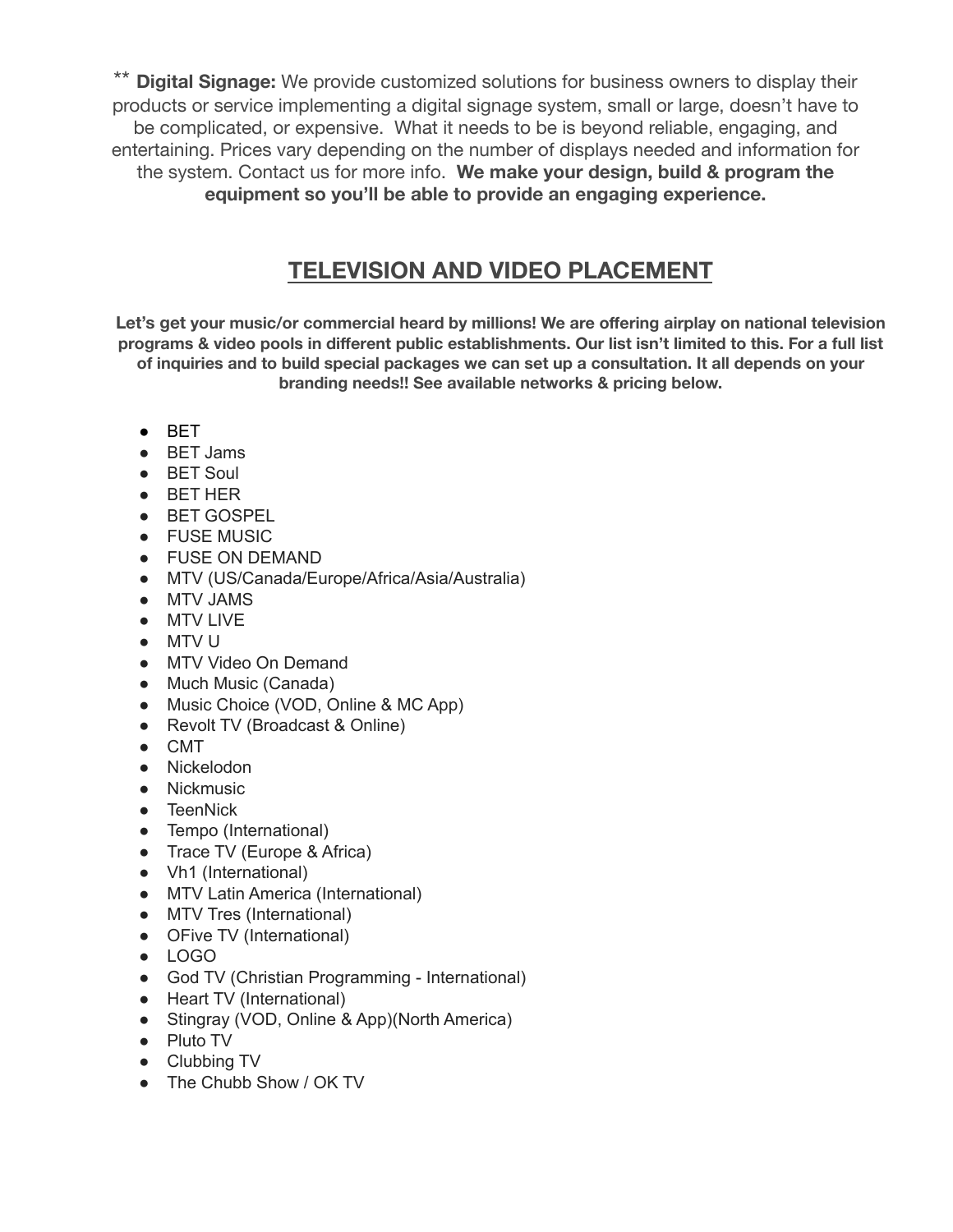** **Digital Signage:** We provide customized solutions for business owners to display their products or service implementing a digital signage system, small or large, doesn't have to be complicated, or expensive. What it needs to be is beyond reliable, engaging, and entertaining. Prices vary depending on the number of displays needed and information for the system. Contact us for more info. **We make your design, build & program the equipment so you'll be able to provide an engaging experience.**

## TELEVISION AND VIDEO PLACEMENT

**Let's get your music/or commercial heard by millions! We are offering airplay on national television programs & video pools in different public establishments. Our list isn't limited to this. For a full list of inquiries and to build special packages we can set up a consultation. It all depends on your branding needs!! See available networks & pricing below.**

- BET
- BET Jams
- BET Soul
- BET HER
- BET GOSPEL
- FUSE MUSIC
- FUSE ON DEMAND
- MTV (US/Canada/Europe/Africa/Asia/Australia)
- MTV JAMS
- MTV LIVE
- MTV U
- MTV Video On Demand
- Much Music (Canada)
- Music Choice (VOD, Online & MC App)
- Revolt TV (Broadcast & Online)
- CMT
- Nickelodon
- Nickmusic
- TeenNick
- Tempo (International)
- Trace TV (Europe & Africa)
- Vh1 (International)
- MTV Latin America (International)
- MTV Tres (International)
- OFive TV (International)
- LOGO
- God TV (Christian Programming - International)
- Heart TV (International)
- Stingray (VOD, Online & App)(North America)
- Pluto TV
- Clubbing TV
- The Chubb Show / OK TV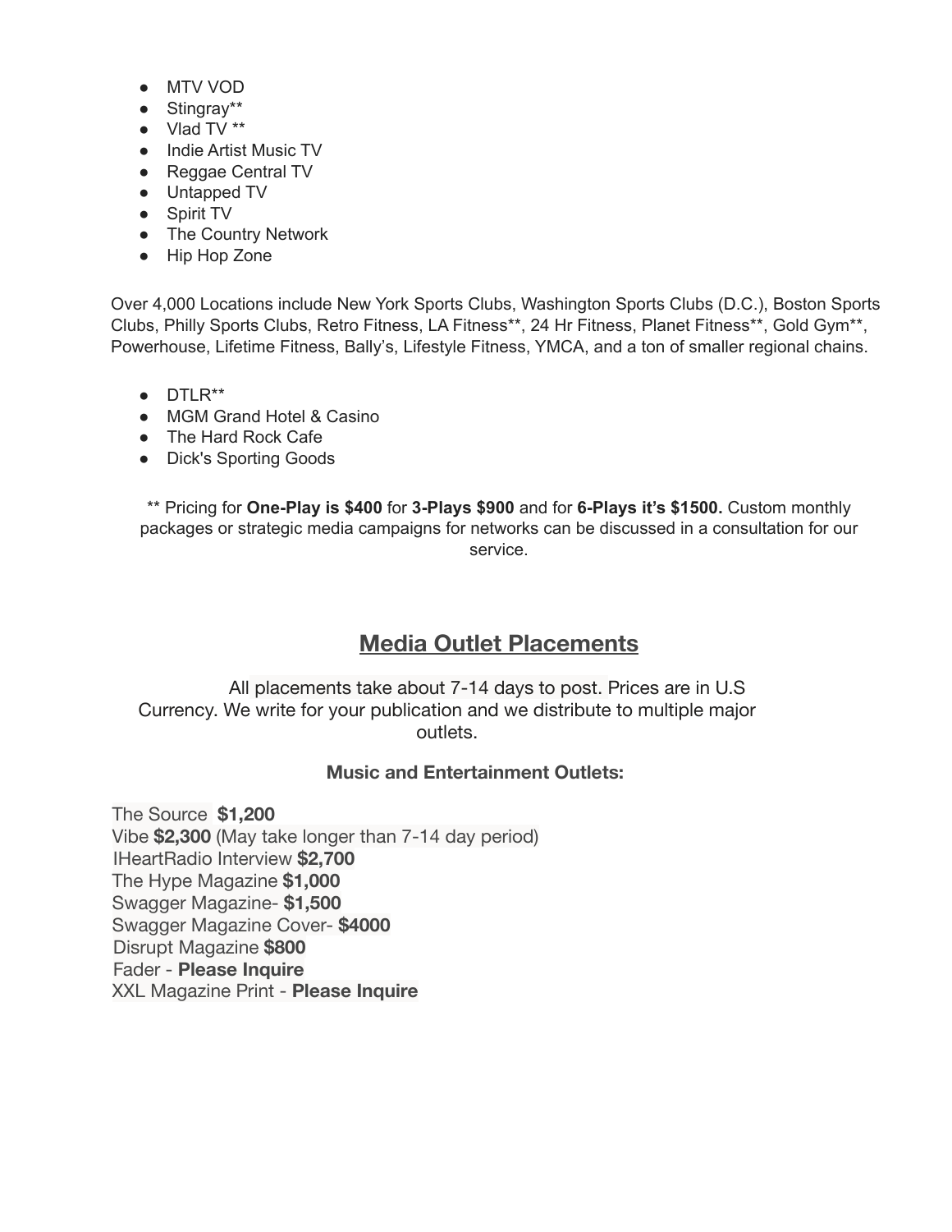- MTV VOD
- Stingray**
- Vlad TV **
- Indie Artist Music TV
- Reggae Central TV
- Untapped TV
- Spirit TV
- The Country Network
- Hip Hop Zone

Over 4,000 Locations include New York Sports Clubs, Washington Sports Clubs (D.C.), Boston Sports Clubs, Philly Sports Clubs, Retro Fitness, LA Fitness**, 24 Hr Fitness, Planet Fitness**, Gold Gym**, Powerhouse, Lifetime Fitness, Bally's, Lifestyle Fitness, YMCA, and a ton of smaller regional chains.

- DTLR**
- MGM Grand Hotel & Casino
- The Hard Rock Cafe
- Dick's Sporting Goods

** Pricing for **One-Play is $400** for **3-Plays $900** and for **6-Plays it's $1500.** Custom monthly packages or strategic media campaigns for networks can be discussed in a consultation for our service.

## Media Outlet Placements

All placements take about 7-14 days to post. Prices are in U.S Currency. We write for your publication and we distribute to multiple major outlets.

### Music and Entertainment Outlets:

The Source **$1,200**
Vibe **$2,300** (May take longer than 7-14 day period)
IHeartRadio Interview **$2,700**
The Hype Magazine **$1,000**
Swagger Magazine- **$1,500**
Swagger Magazine Cover- **$4000**
Disrupt Magazine **$800**
Fader - **Please Inquire**
XXL Magazine Print - **Please Inquire**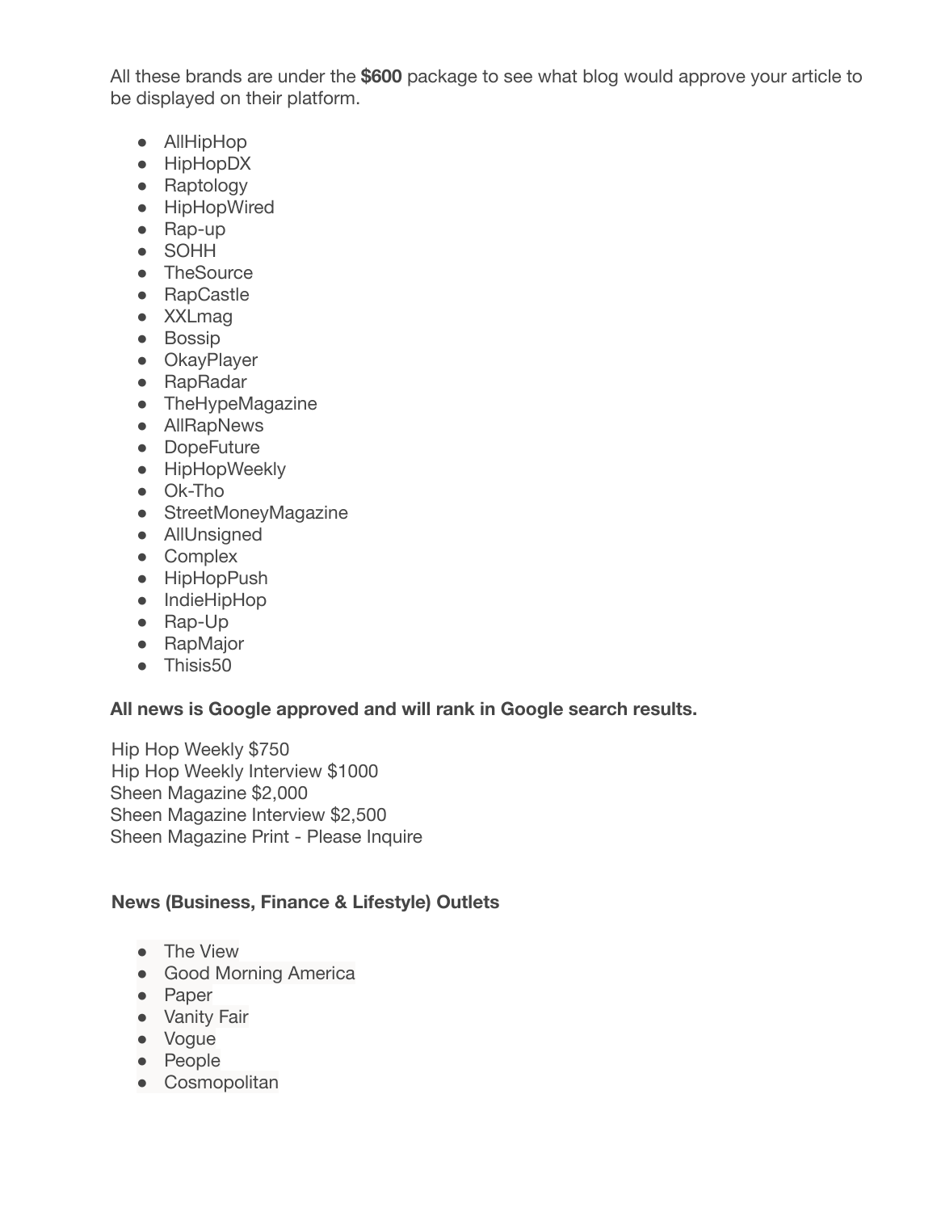All these brands are under the **$600** package to see what blog would approve your article to be displayed on their platform.

- AllHipHop
- HipHopDX
- Raptology
- HipHopWired
- Rap-up
- SOHH
- TheSource
- RapCastle
- XXLmag
- Bossip
- OkayPlayer
- RapRadar
- TheHypeMagazine
- AllRapNews
- DopeFuture
- HipHopWeekly
- Ok-Tho
- StreetMoneyMagazine
- AllUnsigned
- Complex
- HipHopPush
- IndieHipHop
- Rap-Up
- RapMajor
- Thisis50

**All news is Google approved and will rank in Google search results.**

Hip Hop Weekly $750
Hip Hop Weekly Interview $1000
Sheen Magazine $2,000
Sheen Magazine Interview $2,500
Sheen Magazine Print - Please Inquire

**News (Business, Finance & Lifestyle) Outlets**

- The View
- Good Morning America
- Paper
- Vanity Fair
- Vogue
- People
- Cosmopolitan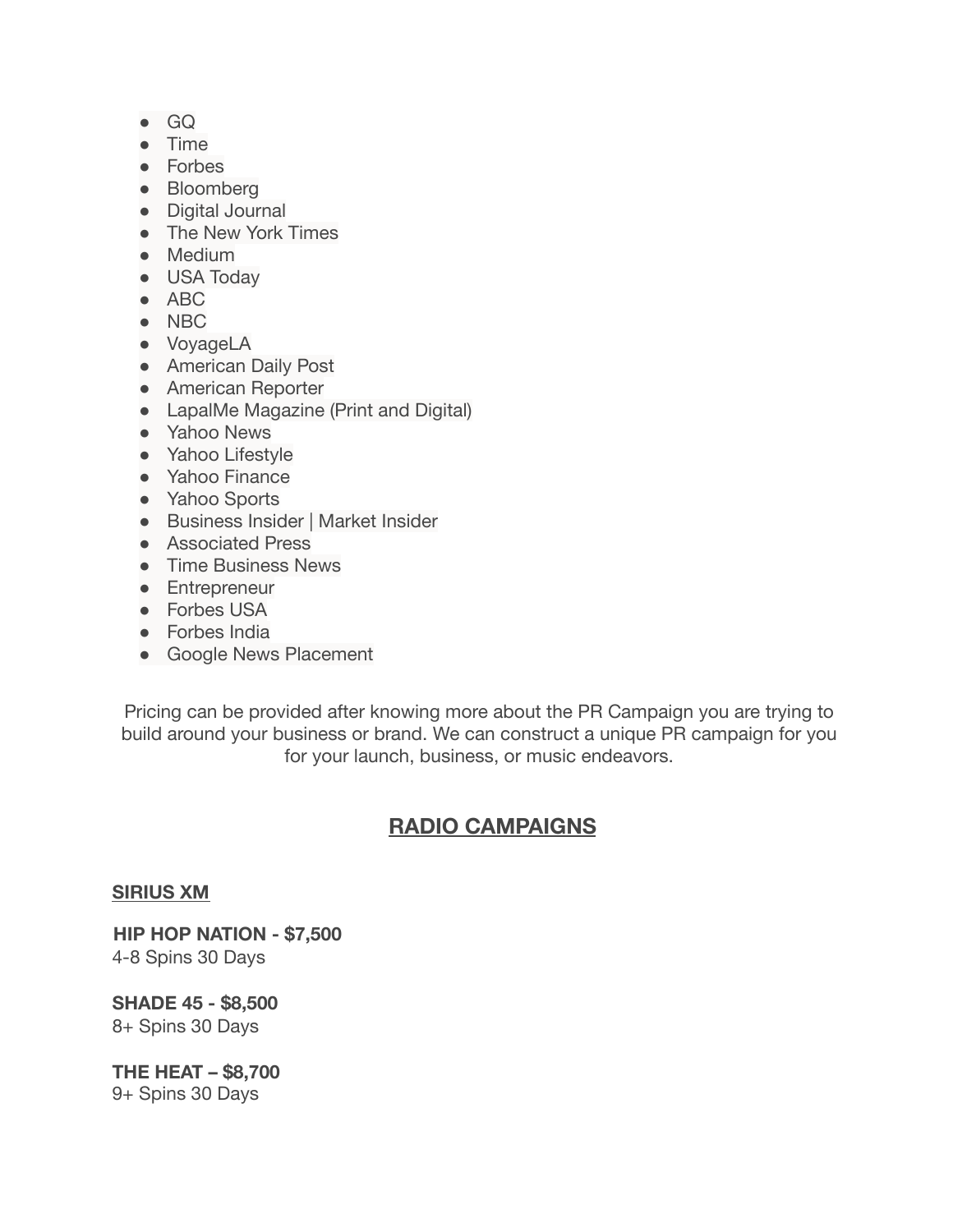- GQ
- Time
- Forbes
- Bloomberg
- Digital Journal
- The New York Times
- Medium
- USA Today
- ABC
- NBC
- VoyageLA
- American Daily Post
- American Reporter
- LapalMe Magazine (Print and Digital)
- Yahoo News
- Yahoo Lifestyle
- Yahoo Finance
- Yahoo Sports
- Business Insider | Market Insider
- Associated Press
- Time Business News
- Entrepreneur
- Forbes USA
- Forbes India
- Google News Placement

Pricing can be provided after knowing more about the PR Campaign you are trying to build around your business or brand. We can construct a unique PR campaign for you for your launch, business, or music endeavors.

## RADIO CAMPAIGNS

### SIRIUS XM

**HIP HOP NATION - $7,500**
4-8 Spins 30 Days

**SHADE 45 - $8,500**
8+ Spins 30 Days

**THE HEAT – $8,700**
9+ Spins 30 Days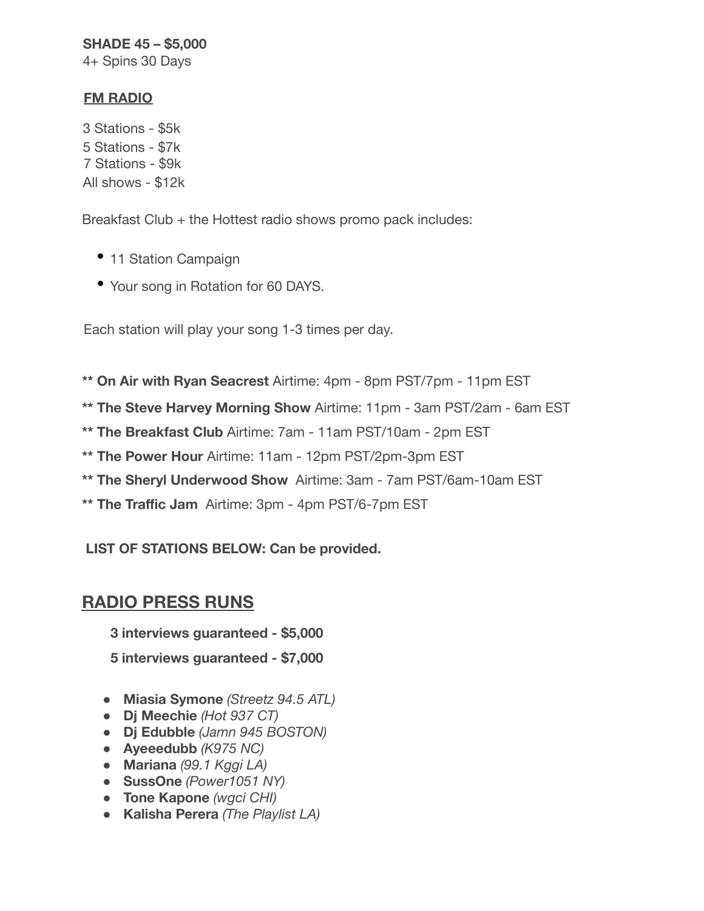**SHADE 45 – $5,000**
4+ Spins 30 Days

**FM RADIO**

3 Stations - $5k
5 Stations - $7k
7 Stations - $9k
All shows - $12k

Breakfast Club + the Hottest radio shows promo pack includes:

- 11 Station Campaign
- Your song in Rotation for 60 DAYS.

Each station will play your song 1-3 times per day.

**** On Air with Ryan Seacrest** Airtime: 4pm - 8pm PST/7pm - 11pm EST

**** The Steve Harvey Morning Show** Airtime: 11pm - 3am PST/2am - 6am EST

**** The Breakfast Club** Airtime: 7am - 11am PST/10am - 2pm EST

**** The Power Hour** Airtime: 11am - 12pm PST/2pm-3pm EST

**** The Sheryl Underwood Show** Airtime: 3am - 7am PST/6am-10am EST

**** The Traffic Jam** Airtime: 3pm - 4pm PST/6-7pm EST

**LIST OF STATIONS BELOW: Can be provided.**

## RADIO PRESS RUNS

**3 interviews guaranteed - $5,000**

**5 interviews guaranteed - $7,000**

- **Miasia Symone** *(Streetz 94.5 ATL)*
- **Dj Meechie** *(Hot 937 CT)*
- **Dj Edubble** *(Jamn 945 BOSTON)*
- **Ayeeedubb** *(K975 NC)*
- **Mariana** *(99.1 Kggi LA)*
- **SussOne** *(Power1051 NY)*
- **Tone Kapone** *(wgci CHI)*
- **Kalisha Perera** *(The Playlist LA)*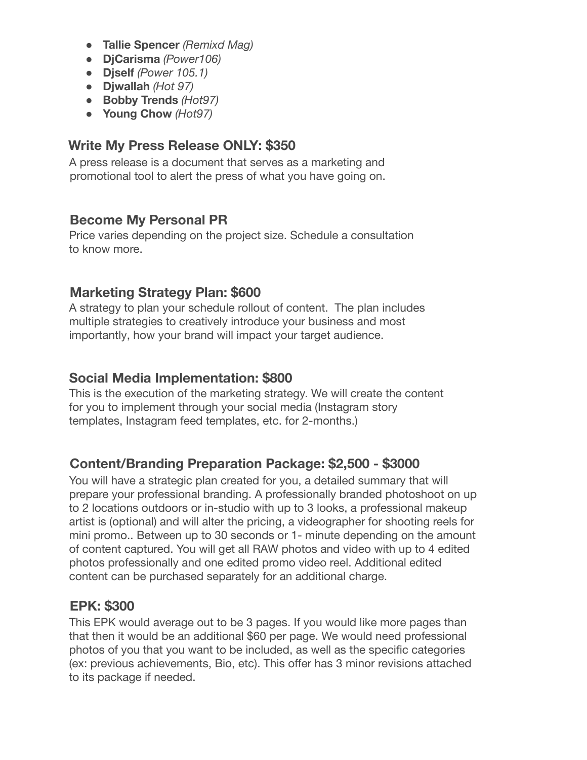- **Tallie Spencer** *(Remixd Mag)*
- **DjCarisma** *(Power106)*
- **Djself** *(Power 105.1)*
- **Djwallah** *(Hot 97)*
- **Bobby Trends** *(Hot97)*
- **Young Chow** *(Hot97)*

### Write My Press Release ONLY: $350

A press release is a document that serves as a marketing and promotional tool to alert the press of what you have going on.

### Become My Personal PR

Price varies depending on the project size. Schedule a consultation to know more.

### Marketing Strategy Plan: $600

A strategy to plan your schedule rollout of content. The plan includes multiple strategies to creatively introduce your business and most importantly, how your brand will impact your target audience.

### Social Media Implementation: $800

This is the execution of the marketing strategy. We will create the content for you to implement through your social media (Instagram story templates, Instagram feed templates, etc. for 2-months.)

### Content/Branding Preparation Package: $2,500 - $3000

You will have a strategic plan created for you, a detailed summary that will prepare your professional branding. A professionally branded photoshoot on up to 2 locations outdoors or in-studio with up to 3 looks, a professional makeup artist is (optional) and will alter the pricing, a videographer for shooting reels for mini promo.. Between up to 30 seconds or 1- minute depending on the amount of content captured. You will get all RAW photos and video with up to 4 edited photos professionally and one edited promo video reel. Additional edited content can be purchased separately for an additional charge.

### EPK: $300

This EPK would average out to be 3 pages. If you would like more pages than that then it would be an additional $60 per page. We would need professional photos of you that you want to be included, as well as the specific categories (ex: previous achievements, Bio, etc). This offer has 3 minor revisions attached to its package if needed.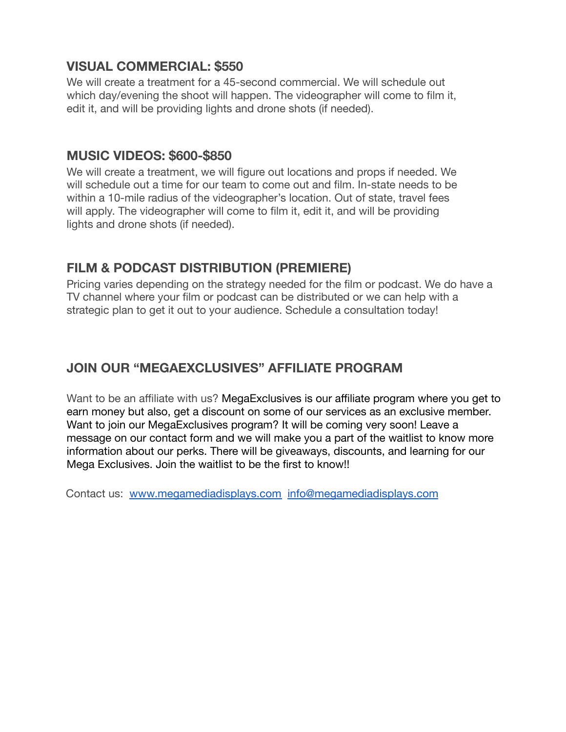## VISUAL COMMERCIAL: $550

We will create a treatment for a 45-second commercial. We will schedule out which day/evening the shoot will happen. The videographer will come to film it, edit it, and will be providing lights and drone shots (if needed).

## MUSIC VIDEOS: $600-$850

We will create a treatment, we will figure out locations and props if needed. We will schedule out a time for our team to come out and film. In-state needs to be within a 10-mile radius of the videographer's location. Out of state, travel fees will apply. The videographer will come to film it, edit it, and will be providing lights and drone shots (if needed).

## FILM & PODCAST DISTRIBUTION (PREMIERE)

Pricing varies depending on the strategy needed for the film or podcast. We do have a TV channel where your film or podcast can be distributed or we can help with a strategic plan to get it out to your audience. Schedule a consultation today!

## JOIN OUR "MEGAEXCLUSIVES" AFFILIATE PROGRAM

Want to be an affiliate with us? MegaExclusives is our affiliate program where you get to earn money but also, get a discount on some of our services as an exclusive member. Want to join our MegaExclusives program? It will be coming very soon! Leave a message on our contact form and we will make you a part of the waitlist to know more information about our perks. There will be giveaways, discounts, and learning for our Mega Exclusives. Join the waitlist to be the first to know!!

Contact us: [www.megamediadisplays.com](http://www.megamediadisplays.com) [info@megamediadisplays.com](mailto:info@megamediadisplays.com)